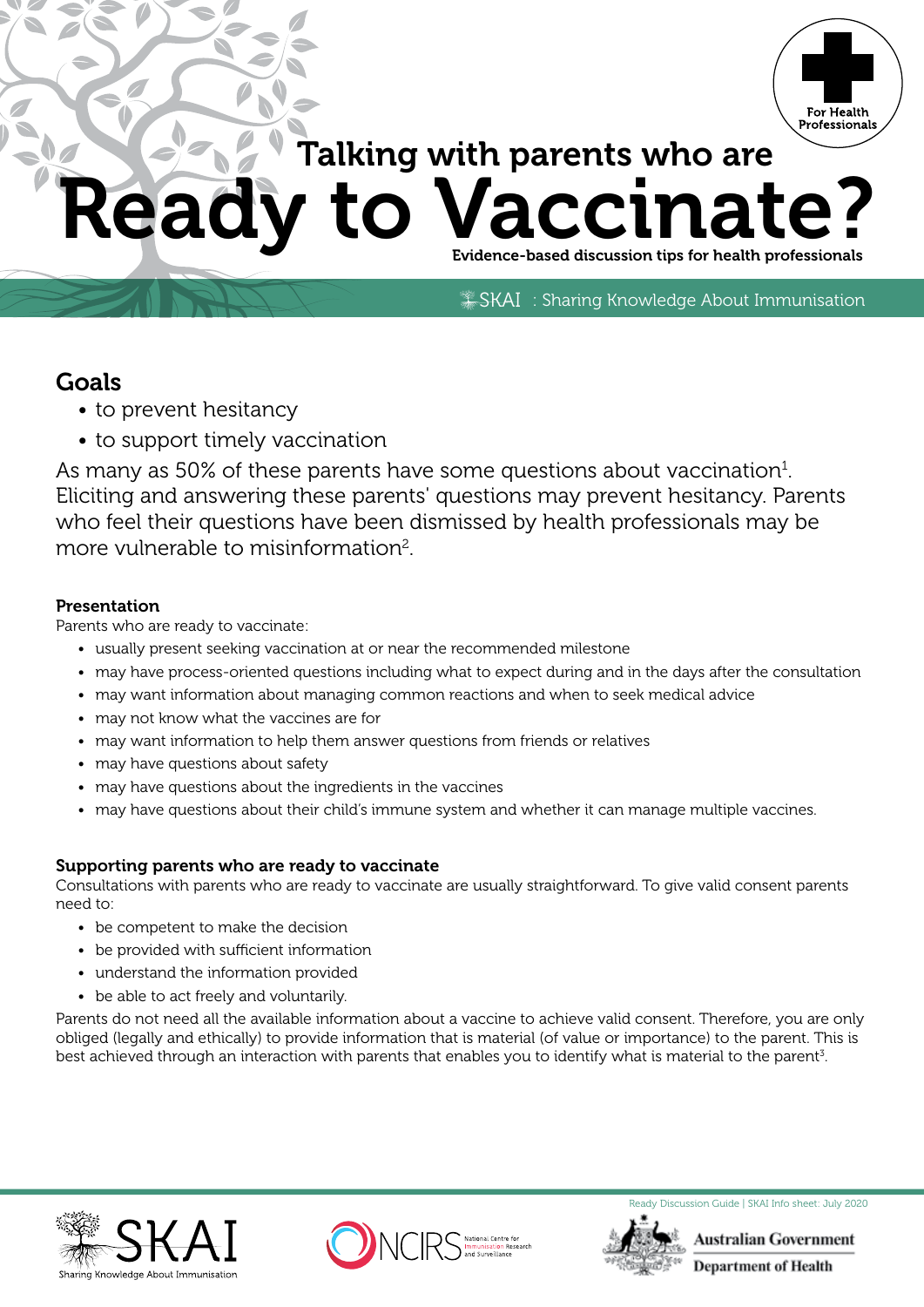For Health Professionals

# Talking with parents who are Ready to Vaccinate?

Evidence-based discussion tips for health professionals

SKAI : Sharing Knowledge About Immunisation

## Goals

- to prevent hesitancy
- to support timely vaccination

As many as 50% of these parents have some questions about vaccination[1]. Eliciting and answering these parents' questions may prevent hesitancy. Parents who feel their questions have been dismissed by health professionals may be more vulnerable to misinformation[2].

### Presentation

Parents who are ready to vaccinate:

- usually present seeking vaccination at or near the recommended milestone
- may have process-oriented questions including what to expect during and in the days after the consultation
- may want information about managing common reactions and when to seek medical advice
- may not know what the vaccines are for
- may want information to help them answer questions from friends or relatives
- may have questions about safety
- may have questions about the ingredients in the vaccines
- may have questions about their child's immune system and whether it can manage multiple vaccines.

### Supporting parents who are ready to vaccinate

Consultations with parents who are ready to vaccinate are usually straightforward. To give valid consent parents need to:

- be competent to make the decision
- be provided with sufficient information
- understand the information provided
- be able to act freely and voluntarily.

Parents do not need all the available information about a vaccine to achieve valid consent. Therefore, you are only obliged (legally and ethically) to provide information that is material (of value or importance) to the parent. This is best achieved through an interaction with parents that enables you to identify what is material to the parent[3].

Ready Discussion Guide | SKAI Info sheet: July 2020

SKAI Sharing Knowledge About Immunisation | NCIRS National Centre for Immunisation Research and Surveillance | Australian Government Department of Health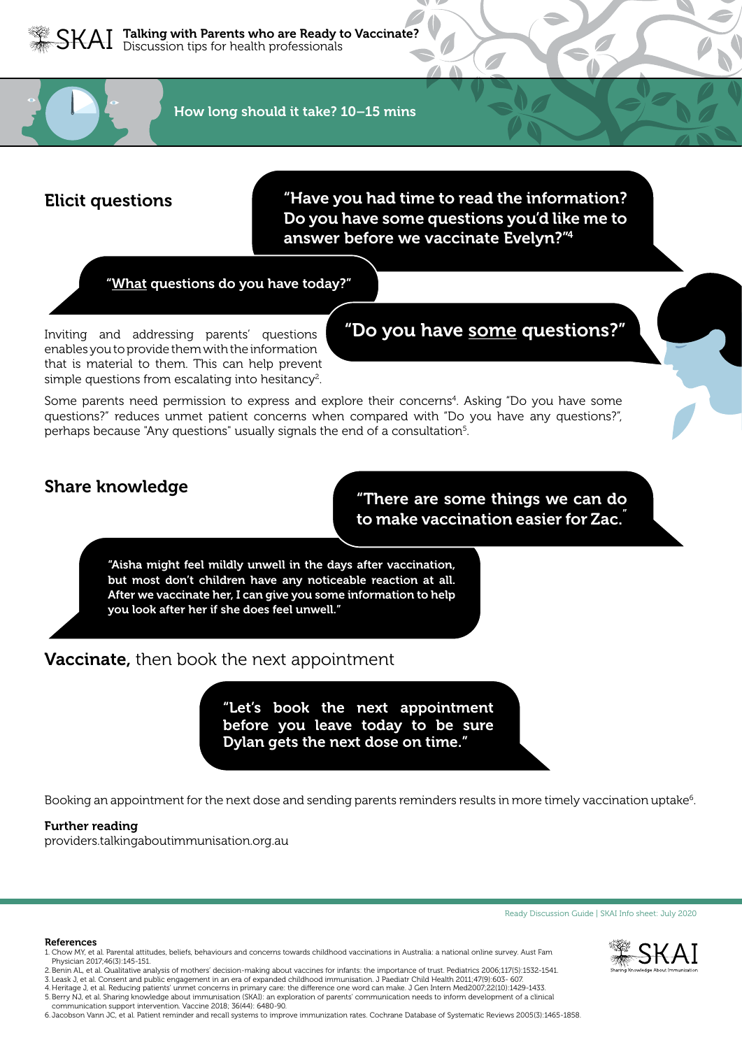# Talking with Parents who are Ready to Vaccinate?

Discussion tips for health professionals

How long should it take? 10–15 mins

## Elicit questions

"Have you had time to read the information? Do you have some questions you'd like me to answer before we vaccinate Evelyn?"[4]

"What questions do you have today?"

"Do you have some questions?"

Inviting and addressing parents' questions enables you to provide them with the information that is material to them. This can help prevent simple questions from escalating into hesitancy[2].

Some parents need permission to express and explore their concerns[4]. Asking "Do you have some questions?" reduces unmet patient concerns when compared with "Do you have any questions?", perhaps because "Any questions" usually signals the end of a consultation[5].

## Share knowledge

"There are some things we can do to make vaccination easier for Zac."

"Aisha might feel mildly unwell in the days after vaccination, but most don't children have any noticeable reaction at all. After we vaccinate her, I can give you some information to help you look after her if she does feel unwell."

## **Vaccinate,** then book the next appointment

"Let's book the next appointment before you leave today to be sure Dylan gets the next dose on time."

Booking an appointment for the next dose and sending parents reminders results in more timely vaccination uptake[6].

**Further reading**

providers.talkingaboutimmunisation.org.au

Ready Discussion Guide | SKAI Info sheet: July 2020

**References**

1. Chow MY, et al. Parental attitudes, beliefs, behaviours and concerns towards childhood vaccinations in Australia: a national online survey. Aust Fam Physician 2017;46(3):145-151.
2. Benin AL, et al. Qualitative analysis of mothers' decision-making about vaccines for infants: the importance of trust. Pediatrics 2006;117(5):1532-1541.
3. Leask J, et al. Consent and public engagement in an era of expanded childhood immunisation. J Paediatr Child Health 2011;47(9):603- 607.
4. Heritage J, et al. Reducing patients' unmet concerns in primary care: the difference one word can make. J Gen Intern Med2007;22(10):1429-1433.
5. Berry NJ, et al. Sharing knowledge about immunisation (SKAI): an exploration of parents' communication needs to inform development of a clinical communication support intervention. Vaccine 2018; 36(44): 6480-90.
6. Jacobson Vann JC, et al. Patient reminder and recall systems to improve immunization rates. Cochrane Database of Systematic Reviews 2005(3):1465-1858.